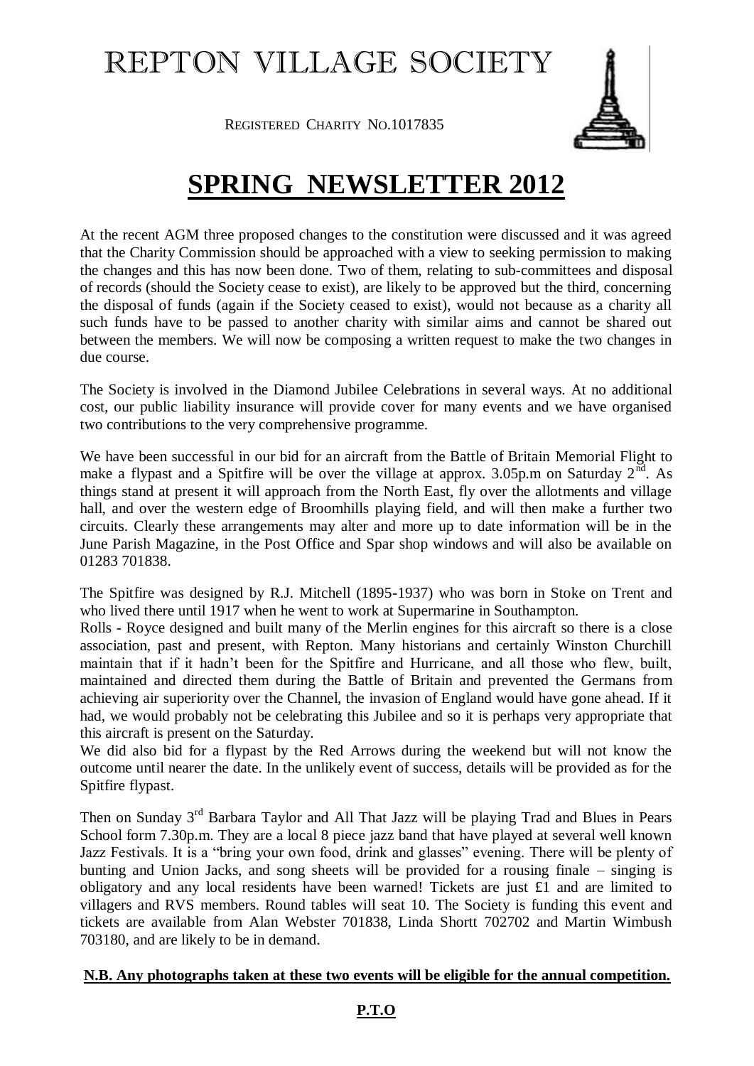# REPTON VILLAGE SOCIETY

REGISTERED CHARITY NO.1017835

## SPRING NEWSLETTER 2012

At the recent AGM three proposed changes to the constitution were discussed and it was agreed that the Charity Commission should be approached with a view to seeking permission to making the changes and this has now been done. Two of them, relating to sub-committees and disposal of records (should the Society cease to exist), are likely to be approved but the third, concerning the disposal of funds (again if the Society ceased to exist), would not because as a charity all such funds have to be passed to another charity with similar aims and cannot be shared out between the members. We will now be composing a written request to make the two changes in due course.

The Society is involved in the Diamond Jubilee Celebrations in several ways. At no additional cost, our public liability insurance will provide cover for many events and we have organised two contributions to the very comprehensive programme.

We have been successful in our bid for an aircraft from the Battle of Britain Memorial Flight to make a flypast and a Spitfire will be over the village at approx. 3.05p.m on Saturday 2nd. As things stand at present it will approach from the North East, fly over the allotments and village hall, and over the western edge of Broomhills playing field, and will then make a further two circuits. Clearly these arrangements may alter and more up to date information will be in the June Parish Magazine, in the Post Office and Spar shop windows and will also be available on 01283 701838.

The Spitfire was designed by R.J. Mitchell (1895-1937) who was born in Stoke on Trent and who lived there until 1917 when he went to work at Supermarine in Southampton.
Rolls - Royce designed and built many of the Merlin engines for this aircraft so there is a close association, past and present, with Repton. Many historians and certainly Winston Churchill maintain that if it hadn't been for the Spitfire and Hurricane, and all those who flew, built, maintained and directed them during the Battle of Britain and prevented the Germans from achieving air superiority over the Channel, the invasion of England would have gone ahead. If it had, we would probably not be celebrating this Jubilee and so it is perhaps very appropriate that this aircraft is present on the Saturday.
We did also bid for a flypast by the Red Arrows during the weekend but will not know the outcome until nearer the date. In the unlikely event of success, details will be provided as for the Spitfire flypast.

Then on Sunday 3rd Barbara Taylor and All That Jazz will be playing Trad and Blues in Pears School form 7.30p.m. They are a local 8 piece jazz band that have played at several well known Jazz Festivals. It is a "bring your own food, drink and glasses" evening. There will be plenty of bunting and Union Jacks, and song sheets will be provided for a rousing finale – singing is obligatory and any local residents have been warned! Tickets are just £1 and are limited to villagers and RVS members. Round tables will seat 10. The Society is funding this event and tickets are available from Alan Webster 701838, Linda Shortt 702702 and Martin Wimbush 703180, and are likely to be in demand.

**N.B. Any photographs taken at these two events will be eligible for the annual competition.**

**P.T.O**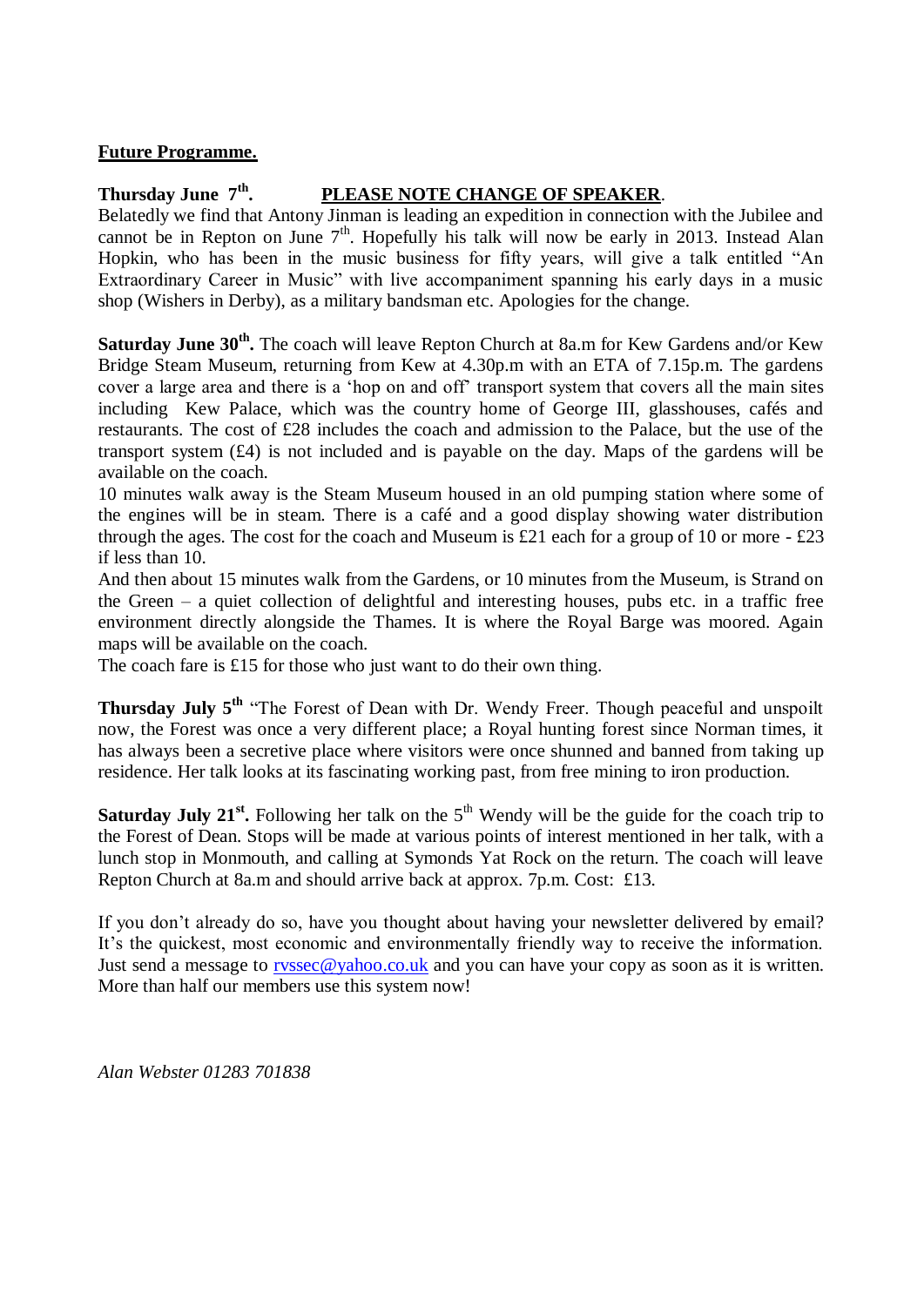**Future Programme.**

**Thursday June 7th.** **PLEASE NOTE CHANGE OF SPEAKER**.

Belatedly we find that Antony Jinman is leading an expedition in connection with the Jubilee and cannot be in Repton on June 7th. Hopefully his talk will now be early in 2013. Instead Alan Hopkin, who has been in the music business for fifty years, will give a talk entitled "An Extraordinary Career in Music" with live accompaniment spanning his early days in a music shop (Wishers in Derby), as a military bandsman etc. Apologies for the change.

**Saturday June 30th.** The coach will leave Repton Church at 8a.m for Kew Gardens and/or Kew Bridge Steam Museum, returning from Kew at 4.30p.m with an ETA of 7.15p.m. The gardens cover a large area and there is a 'hop on and off' transport system that covers all the main sites including Kew Palace, which was the country home of George III, glasshouses, cafés and restaurants. The cost of £28 includes the coach and admission to the Palace, but the use of the transport system (£4) is not included and is payable on the day. Maps of the gardens will be available on the coach.

10 minutes walk away is the Steam Museum housed in an old pumping station where some of the engines will be in steam. There is a café and a good display showing water distribution through the ages. The cost for the coach and Museum is £21 each for a group of 10 or more - £23 if less than 10.

And then about 15 minutes walk from the Gardens, or 10 minutes from the Museum, is Strand on the Green – a quiet collection of delightful and interesting houses, pubs etc. in a traffic free environment directly alongside the Thames. It is where the Royal Barge was moored. Again maps will be available on the coach.

The coach fare is £15 for those who just want to do their own thing.

**Thursday July 5th** "The Forest of Dean with Dr. Wendy Freer. Though peaceful and unspoilt now, the Forest was once a very different place; a Royal hunting forest since Norman times, it has always been a secretive place where visitors were once shunned and banned from taking up residence. Her talk looks at its fascinating working past, from free mining to iron production.

**Saturday July 21st.** Following her talk on the 5th Wendy will be the guide for the coach trip to the Forest of Dean. Stops will be made at various points of interest mentioned in her talk, with a lunch stop in Monmouth, and calling at Symonds Yat Rock on the return. The coach will leave Repton Church at 8a.m and should arrive back at approx. 7p.m. Cost: £13.

If you don't already do so, have you thought about having your newsletter delivered by email? It's the quickest, most economic and environmentally friendly way to receive the information. Just send a message to rvssec@yahoo.co.uk and you can have your copy as soon as it is written. More than half our members use this system now!

*Alan Webster 01283 701838*